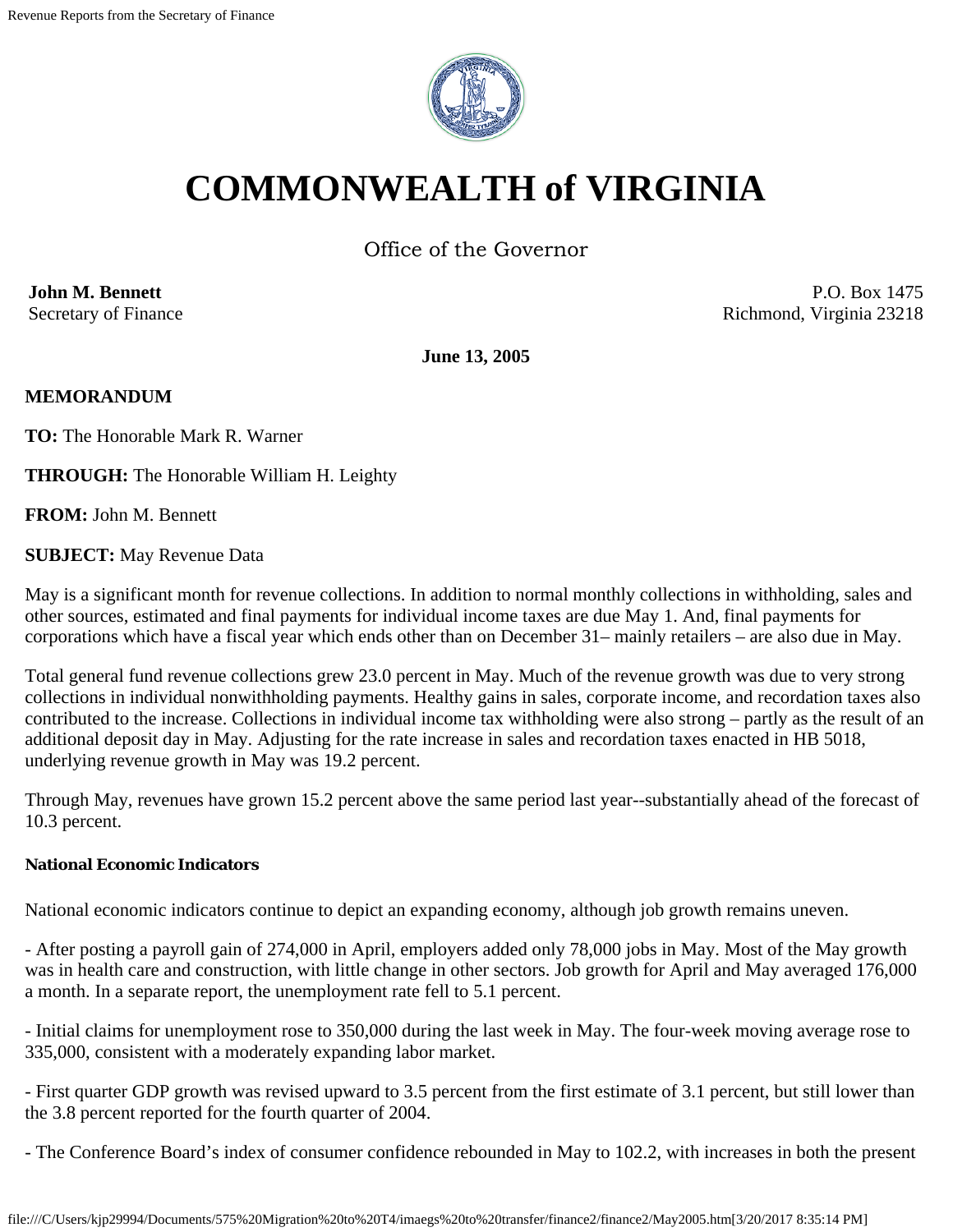# COMMONWEALTH of VIRGINIA

Office of the Governor

**John M. Bennett**
Secretary of Finance

P.O. Box 1475
Richmond, Virginia 23218

**June 13, 2005**

**MEMORANDUM**

**TO:** The Honorable Mark R. Warner

**THROUGH:** The Honorable William H. Leighty

**FROM:** John M. Bennett

**SUBJECT:** May Revenue Data

May is a significant month for revenue collections. In addition to normal monthly collections in withholding, sales and other sources, estimated and final payments for individual income taxes are due May 1. And, final payments for corporations which have a fiscal year which ends other than on December 31– mainly retailers – are also due in May.

Total general fund revenue collections grew 23.0 percent in May. Much of the revenue growth was due to very strong collections in individual nonwithholding payments. Healthy gains in sales, corporate income, and recordation taxes also contributed to the increase. Collections in individual income tax withholding were also strong – partly as the result of an additional deposit day in May. Adjusting for the rate increase in sales and recordation taxes enacted in HB 5018, underlying revenue growth in May was 19.2 percent.

Through May, revenues have grown 15.2 percent above the same period last year--substantially ahead of the forecast of 10.3 percent.

#### National Economic Indicators

National economic indicators continue to depict an expanding economy, although job growth remains uneven.

- After posting a payroll gain of 274,000 in April, employers added only 78,000 jobs in May. Most of the May growth was in health care and construction, with little change in other sectors. Job growth for April and May averaged 176,000 a month. In a separate report, the unemployment rate fell to 5.1 percent.

- Initial claims for unemployment rose to 350,000 during the last week in May. The four-week moving average rose to 335,000, consistent with a moderately expanding labor market.

- First quarter GDP growth was revised upward to 3.5 percent from the first estimate of 3.1 percent, but still lower than the 3.8 percent reported for the fourth quarter of 2004.

- The Conference Board's index of consumer confidence rebounded in May to 102.2, with increases in both the present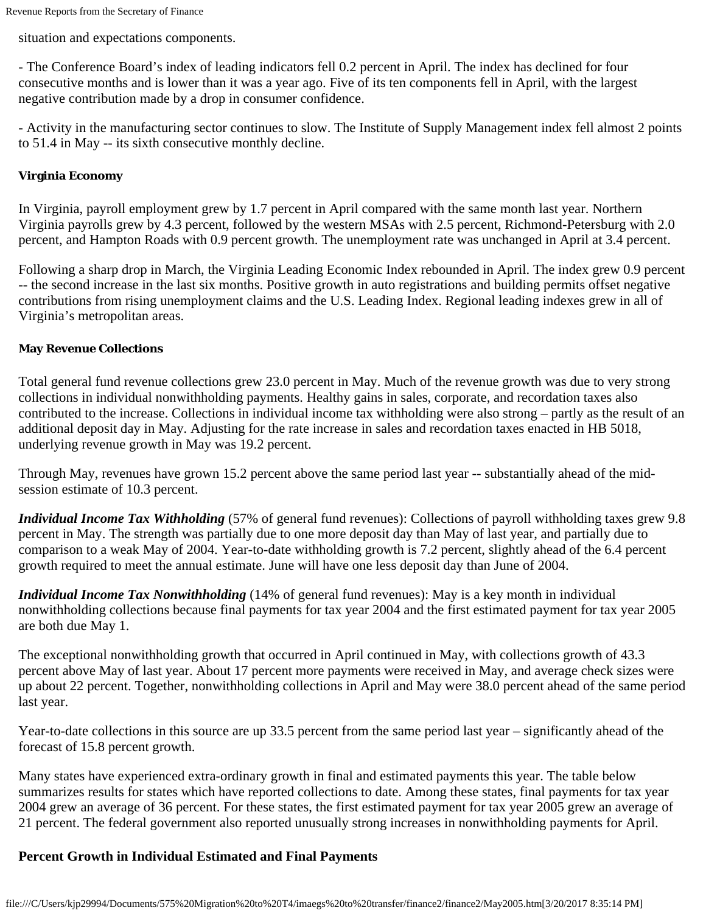situation and expectations components.

- The Conference Board's index of leading indicators fell 0.2 percent in April. The index has declined for four consecutive months and is lower than it was a year ago. Five of its ten components fell in April, with the largest negative contribution made by a drop in consumer confidence.

- Activity in the manufacturing sector continues to slow. The Institute of Supply Management index fell almost 2 points to 51.4 in May -- its sixth consecutive monthly decline.

#### Virginia Economy

In Virginia, payroll employment grew by 1.7 percent in April compared with the same month last year. Northern Virginia payrolls grew by 4.3 percent, followed by the western MSAs with 2.5 percent, Richmond-Petersburg with 2.0 percent, and Hampton Roads with 0.9 percent growth. The unemployment rate was unchanged in April at 3.4 percent.

Following a sharp drop in March, the Virginia Leading Economic Index rebounded in April. The index grew 0.9 percent -- the second increase in the last six months. Positive growth in auto registrations and building permits offset negative contributions from rising unemployment claims and the U.S. Leading Index. Regional leading indexes grew in all of Virginia's metropolitan areas.

#### May Revenue Collections

Total general fund revenue collections grew 23.0 percent in May. Much of the revenue growth was due to very strong collections in individual nonwithholding payments. Healthy gains in sales, corporate, and recordation taxes also contributed to the increase. Collections in individual income tax withholding were also strong – partly as the result of an additional deposit day in May. Adjusting for the rate increase in sales and recordation taxes enacted in HB 5018, underlying revenue growth in May was 19.2 percent.

Through May, revenues have grown 15.2 percent above the same period last year -- substantially ahead of the mid-session estimate of 10.3 percent.

***Individual Income Tax Withholding*** (57% of general fund revenues): Collections of payroll withholding taxes grew 9.8 percent in May. The strength was partially due to one more deposit day than May of last year, and partially due to comparison to a weak May of 2004. Year-to-date withholding growth is 7.2 percent, slightly ahead of the 6.4 percent growth required to meet the annual estimate. June will have one less deposit day than June of 2004.

***Individual Income Tax Nonwithholding*** (14% of general fund revenues): May is a key month in individual nonwithholding collections because final payments for tax year 2004 and the first estimated payment for tax year 2005 are both due May 1.

The exceptional nonwithholding growth that occurred in April continued in May, with collections growth of 43.3 percent above May of last year. About 17 percent more payments were received in May, and average check sizes were up about 22 percent. Together, nonwithholding collections in April and May were 38.0 percent ahead of the same period last year.

Year-to-date collections in this source are up 33.5 percent from the same period last year – significantly ahead of the forecast of 15.8 percent growth.

Many states have experienced extra-ordinary growth in final and estimated payments this year. The table below summarizes results for states which have reported collections to date. Among these states, final payments for tax year 2004 grew an average of 36 percent. For these states, the first estimated payment for tax year 2005 grew an average of 21 percent. The federal government also reported unusually strong increases in nonwithholding payments for April.

### Percent Growth in Individual Estimated and Final Payments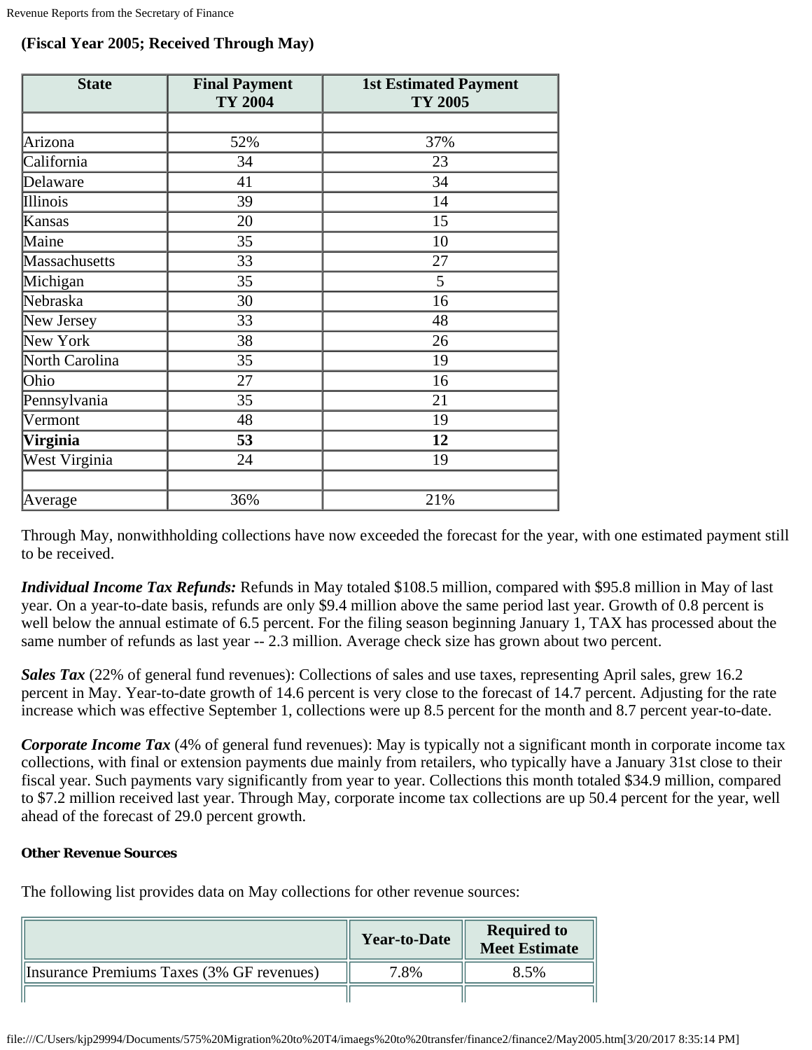**(Fiscal Year 2005; Received Through May)**

| State | Final Payment TY 2004 | 1st Estimated Payment TY 2005 |
|---|---|---|
| | | |
| Arizona | 52% | 37% |
| California | 34 | 23 |
| Delaware | 41 | 34 |
| Illinois | 39 | 14 |
| Kansas | 20 | 15 |
| Maine | 35 | 10 |
| Massachusetts | 33 | 27 |
| Michigan | 35 | 5 |
| Nebraska | 30 | 16 |
| New Jersey | 33 | 48 |
| New York | 38 | 26 |
| North Carolina | 35 | 19 |
| Ohio | 27 | 16 |
| Pennsylvania | 35 | 21 |
| Vermont | 48 | 19 |
| **Virginia** | **53** | **12** |
| West Virginia | 24 | 19 |
| | | |
| Average | 36% | 21% |

Through May, nonwithholding collections have now exceeded the forecast for the year, with one estimated payment still to be received.

***Individual Income Tax Refunds:*** Refunds in May totaled $108.5 million, compared with $95.8 million in May of last year. On a year-to-date basis, refunds are only $9.4 million above the same period last year. Growth of 0.8 percent is well below the annual estimate of 6.5 percent. For the filing season beginning January 1, TAX has processed about the same number of refunds as last year -- 2.3 million. Average check size has grown about two percent.

***Sales Tax*** (22% of general fund revenues): Collections of sales and use taxes, representing April sales, grew 16.2 percent in May. Year-to-date growth of 14.6 percent is very close to the forecast of 14.7 percent. Adjusting for the rate increase which was effective September 1, collections were up 8.5 percent for the month and 8.7 percent year-to-date.

***Corporate Income Tax*** (4% of general fund revenues): May is typically not a significant month in corporate income tax collections, with final or extension payments due mainly from retailers, who typically have a January 31st close to their fiscal year. Such payments vary significantly from year to year. Collections this month totaled $34.9 million, compared to $7.2 million received last year. Through May, corporate income tax collections are up 50.4 percent for the year, well ahead of the forecast of 29.0 percent growth.

#### Other Revenue Sources

The following list provides data on May collections for other revenue sources:

| | Year-to-Date | Required to Meet Estimate |
|---|---|---|
| Insurance Premiums Taxes (3% GF revenues) | 7.8% | 8.5% |
| | | |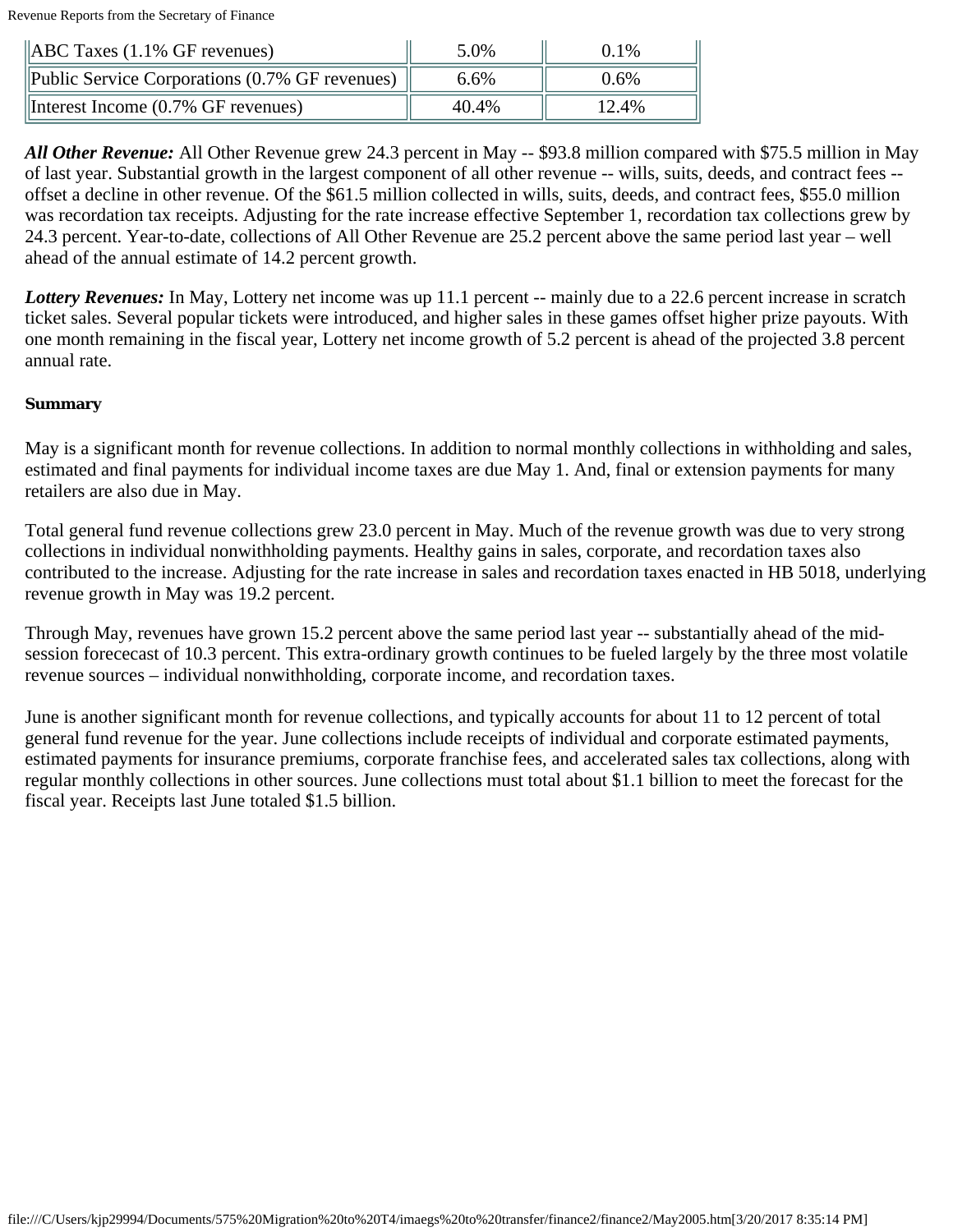| | | |
|---|---|---|
| ABC Taxes (1.1% GF revenues) | 5.0% | 0.1% |
| Public Service Corporations (0.7% GF revenues) | 6.6% | 0.6% |
| Interest Income (0.7% GF revenues) | 40.4% | 12.4% |

***All Other Revenue:*** All Other Revenue grew 24.3 percent in May -- $93.8 million compared with $75.5 million in May of last year. Substantial growth in the largest component of all other revenue -- wills, suits, deeds, and contract fees -- offset a decline in other revenue. Of the $61.5 million collected in wills, suits, deeds, and contract fees, $55.0 million was recordation tax receipts. Adjusting for the rate increase effective September 1, recordation tax collections grew by 24.3 percent. Year-to-date, collections of All Other Revenue are 25.2 percent above the same period last year – well ahead of the annual estimate of 14.2 percent growth.

***Lottery Revenues:*** In May, Lottery net income was up 11.1 percent -- mainly due to a 22.6 percent increase in scratch ticket sales. Several popular tickets were introduced, and higher sales in these games offset higher prize payouts. With one month remaining in the fiscal year, Lottery net income growth of 5.2 percent is ahead of the projected 3.8 percent annual rate.

**Summary**

May is a significant month for revenue collections. In addition to normal monthly collections in withholding and sales, estimated and final payments for individual income taxes are due May 1. And, final or extension payments for many retailers are also due in May.

Total general fund revenue collections grew 23.0 percent in May. Much of the revenue growth was due to very strong collections in individual nonwithholding payments. Healthy gains in sales, corporate, and recordation taxes also contributed to the increase. Adjusting for the rate increase in sales and recordation taxes enacted in HB 5018, underlying revenue growth in May was 19.2 percent.

Through May, revenues have grown 15.2 percent above the same period last year -- substantially ahead of the mid-session forececast of 10.3 percent. This extra-ordinary growth continues to be fueled largely by the three most volatile revenue sources – individual nonwithholding, corporate income, and recordation taxes.

June is another significant month for revenue collections, and typically accounts for about 11 to 12 percent of total general fund revenue for the year. June collections include receipts of individual and corporate estimated payments, estimated payments for insurance premiums, corporate franchise fees, and accelerated sales tax collections, along with regular monthly collections in other sources. June collections must total about $1.1 billion to meet the forecast for the fiscal year. Receipts last June totaled $1.5 billion.